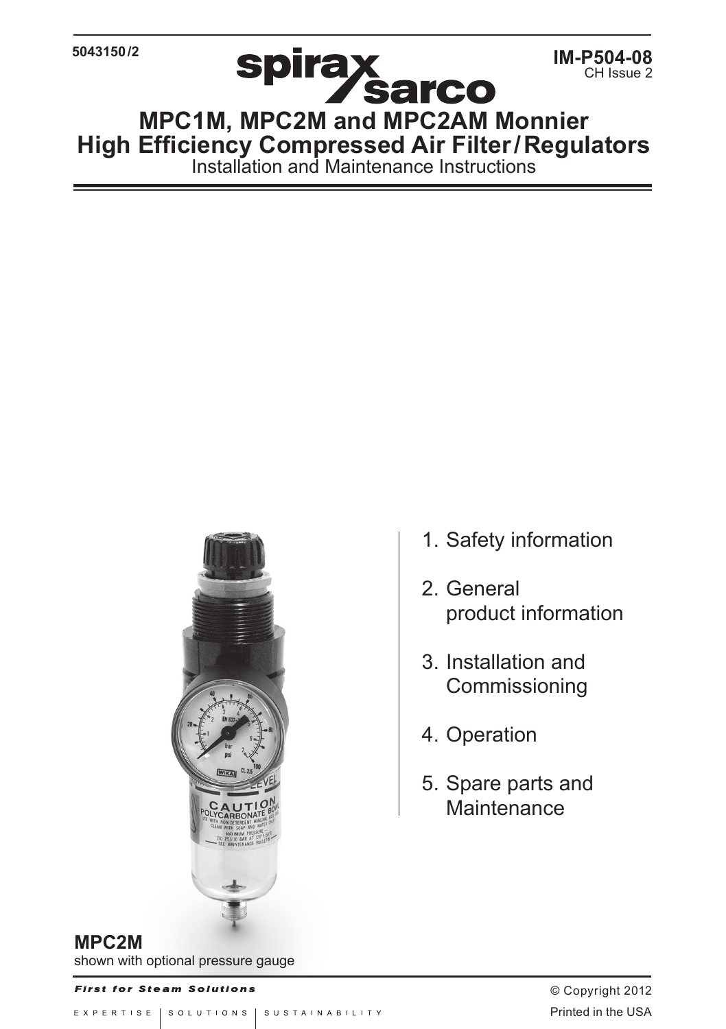5043150/2

IM-P504-08
CH Issue 2

# MPC1M, MPC2M and MPC2AM Monnier High Efficiency Compressed Air Filter/Regulators

Installation and Maintenance Instructions

1. Safety information
2. General product information
3. Installation and Commissioning
4. Operation
5. Spare parts and Maintenance

**MPC2M**
shown with optional pressure gauge

© Copyright 2012

Printed in the USA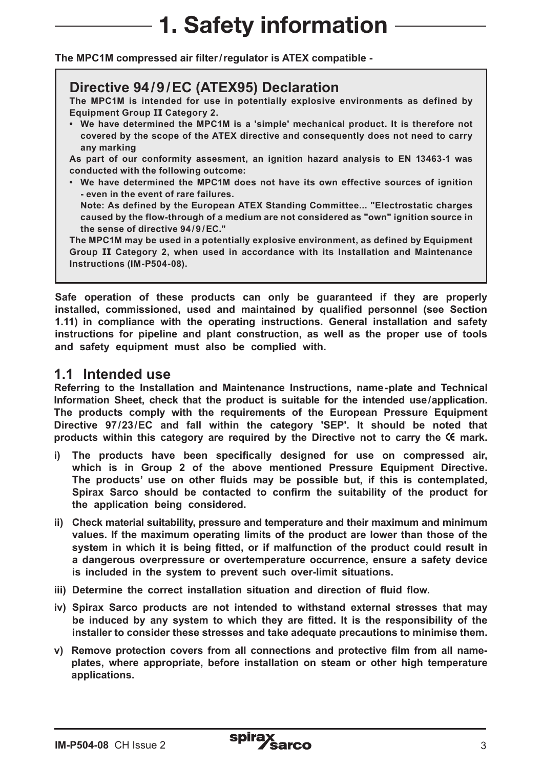# 1. Safety information

**The MPC1M compressed air filter/regulator is ATEX compatible -**

## Directive 94/9/EC (ATEX95) Declaration

**The MPC1M is intended for use in potentially explosive environments as defined by Equipment Group II Category 2.**

- **We have determined the MPC1M is a 'simple' mechanical product. It is therefore not covered by the scope of the ATEX directive and consequently does not need to carry any marking**

**As part of our conformity assesment, an ignition hazard analysis to EN 13463-1 was conducted with the following outcome:**

- **We have determined the MPC1M does not have its own effective sources of ignition - even in the event of rare failures.**

  **Note: As defined by the European ATEX Standing Committee... "Electrostatic charges caused by the flow-through of a medium are not considered as "own" ignition source in the sense of directive 94/9/EC."**

**The MPC1M may be used in a potentially explosive environment, as defined by Equipment Group II Category 2, when used in accordance with its Installation and Maintenance Instructions (IM-P504-08).**

**Safe operation of these products can only be guaranteed if they are properly installed, commissioned, used and maintained by qualified personnel (see Section 1.11) in compliance with the operating instructions. General installation and safety instructions for pipeline and plant construction, as well as the proper use of tools and safety equipment must also be complied with.**

## 1.1 Intended use

**Referring to the Installation and Maintenance Instructions, name-plate and Technical Information Sheet, check that the product is suitable for the intended use/application. The products comply with the requirements of the European Pressure Equipment Directive 97/23/EC and fall within the category 'SEP'. It should be noted that products within this category are required by the Directive not to carry the CE mark.**

**i) The products have been specifically designed for use on compressed air, which is in Group 2 of the above mentioned Pressure Equipment Directive. The products' use on other fluids may be possible but, if this is contemplated, Spirax Sarco should be contacted to confirm the suitability of the product for the application being considered.**

**ii) Check material suitability, pressure and temperature and their maximum and minimum values. If the maximum operating limits of the product are lower than those of the system in which it is being fitted, or if malfunction of the product could result in a dangerous overpressure or overtemperature occurrence, ensure a safety device is included in the system to prevent such over-limit situations.**

**iii) Determine the correct installation situation and direction of fluid flow.**

**iv) Spirax Sarco products are not intended to withstand external stresses that may be induced by any system to which they are fitted. It is the responsibility of the installer to consider these stresses and take adequate precautions to minimise them.**

**v) Remove protection covers from all connections and protective film from all name-plates, where appropriate, before installation on steam or other high temperature applications.**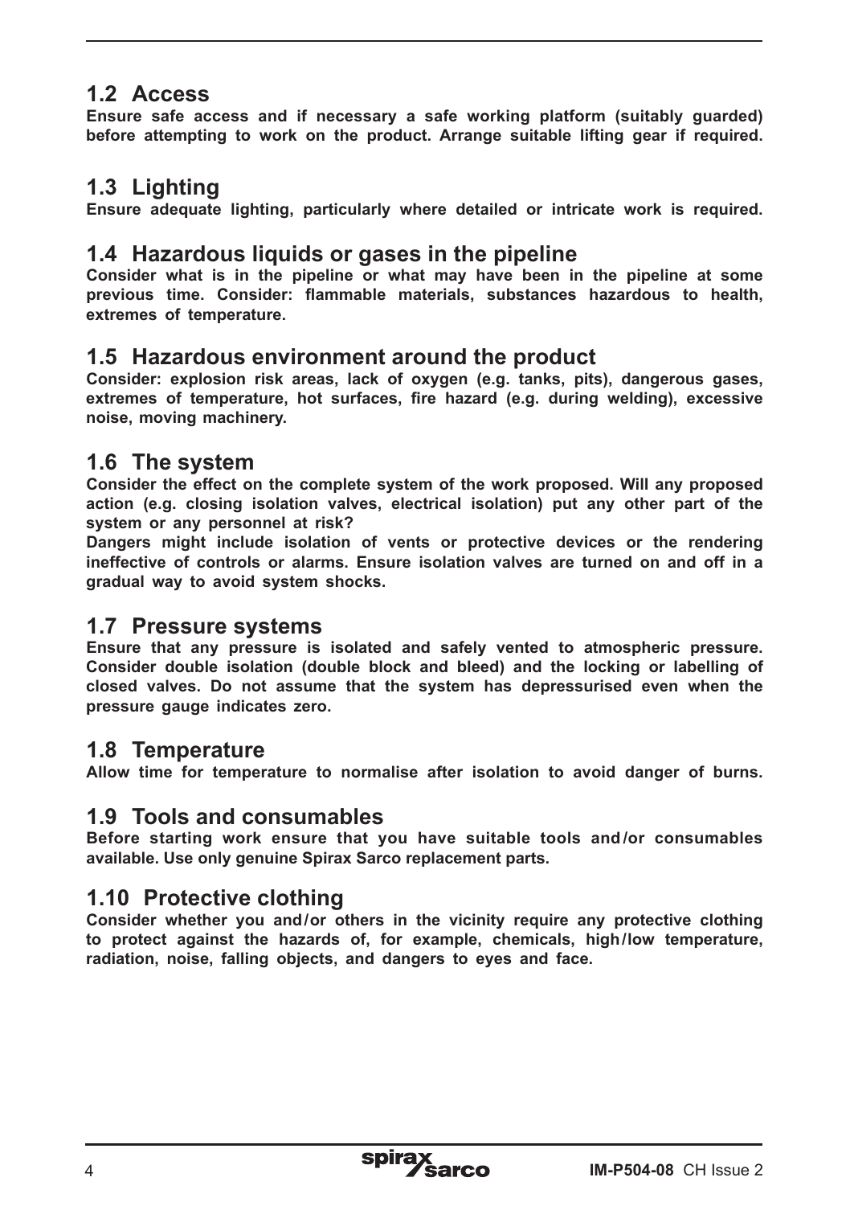## 1.2 Access

**Ensure safe access and if necessary a safe working platform (suitably guarded) before attempting to work on the product. Arrange suitable lifting gear if required.**

## 1.3 Lighting

**Ensure adequate lighting, particularly where detailed or intricate work is required.**

## 1.4 Hazardous liquids or gases in the pipeline

**Consider what is in the pipeline or what may have been in the pipeline at some previous time. Consider: flammable materials, substances hazardous to health, extremes of temperature.**

## 1.5 Hazardous environment around the product

**Consider: explosion risk areas, lack of oxygen (e.g. tanks, pits), dangerous gases, extremes of temperature, hot surfaces, fire hazard (e.g. during welding), excessive noise, moving machinery.**

## 1.6 The system

**Consider the effect on the complete system of the work proposed. Will any proposed action (e.g. closing isolation valves, electrical isolation) put any other part of the system or any personnel at risk?**
**Dangers might include isolation of vents or protective devices or the rendering ineffective of controls or alarms. Ensure isolation valves are turned on and off in a gradual way to avoid system shocks.**

## 1.7 Pressure systems

**Ensure that any pressure is isolated and safely vented to atmospheric pressure. Consider double isolation (double block and bleed) and the locking or labelling of closed valves. Do not assume that the system has depressurised even when the pressure gauge indicates zero.**

## 1.8 Temperature

**Allow time for temperature to normalise after isolation to avoid danger of burns.**

## 1.9 Tools and consumables

**Before starting work ensure that you have suitable tools and/or consumables available. Use only genuine Spirax Sarco replacement parts.**

## 1.10 Protective clothing

**Consider whether you and/or others in the vicinity require any protective clothing to protect against the hazards of, for example, chemicals, high/low temperature, radiation, noise, falling objects, and dangers to eyes and face.**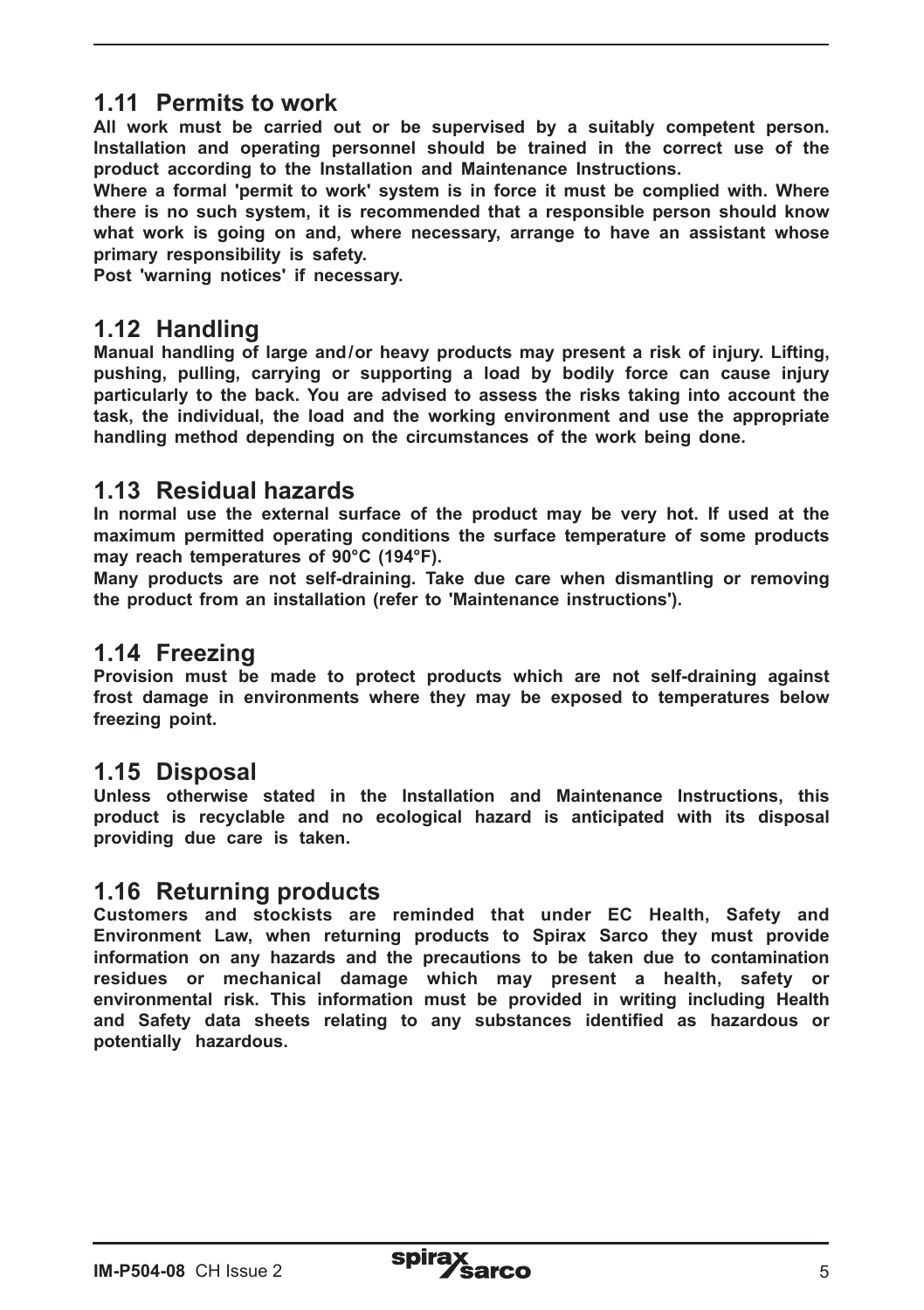## 1.11 Permits to work

**All work must be carried out or be supervised by a suitably competent person. Installation and operating personnel should be trained in the correct use of the product according to the Installation and Maintenance Instructions.**

**Where a formal 'permit to work' system is in force it must be complied with. Where there is no such system, it is recommended that a responsible person should know what work is going on and, where necessary, arrange to have an assistant whose primary responsibility is safety.**

**Post 'warning notices' if necessary.**

## 1.12 Handling

**Manual handling of large and/or heavy products may present a risk of injury. Lifting, pushing, pulling, carrying or supporting a load by bodily force can cause injury particularly to the back. You are advised to assess the risks taking into account the task, the individual, the load and the working environment and use the appropriate handling method depending on the circumstances of the work being done.**

## 1.13 Residual hazards

**In normal use the external surface of the product may be very hot. If used at the maximum permitted operating conditions the surface temperature of some products may reach temperatures of 90°C (194°F).**

**Many products are not self-draining. Take due care when dismantling or removing the product from an installation (refer to 'Maintenance instructions').**

## 1.14 Freezing

**Provision must be made to protect products which are not self-draining against frost damage in environments where they may be exposed to temperatures below freezing point.**

## 1.15 Disposal

**Unless otherwise stated in the Installation and Maintenance Instructions, this product is recyclable and no ecological hazard is anticipated with its disposal providing due care is taken.**

## 1.16 Returning products

**Customers and stockists are reminded that under EC Health, Safety and Environment Law, when returning products to Spirax Sarco they must provide information on any hazards and the precautions to be taken due to contamination residues or mechanical damage which may present a health, safety or environmental risk. This information must be provided in writing including Health and Safety data sheets relating to any substances identified as hazardous or potentially hazardous.**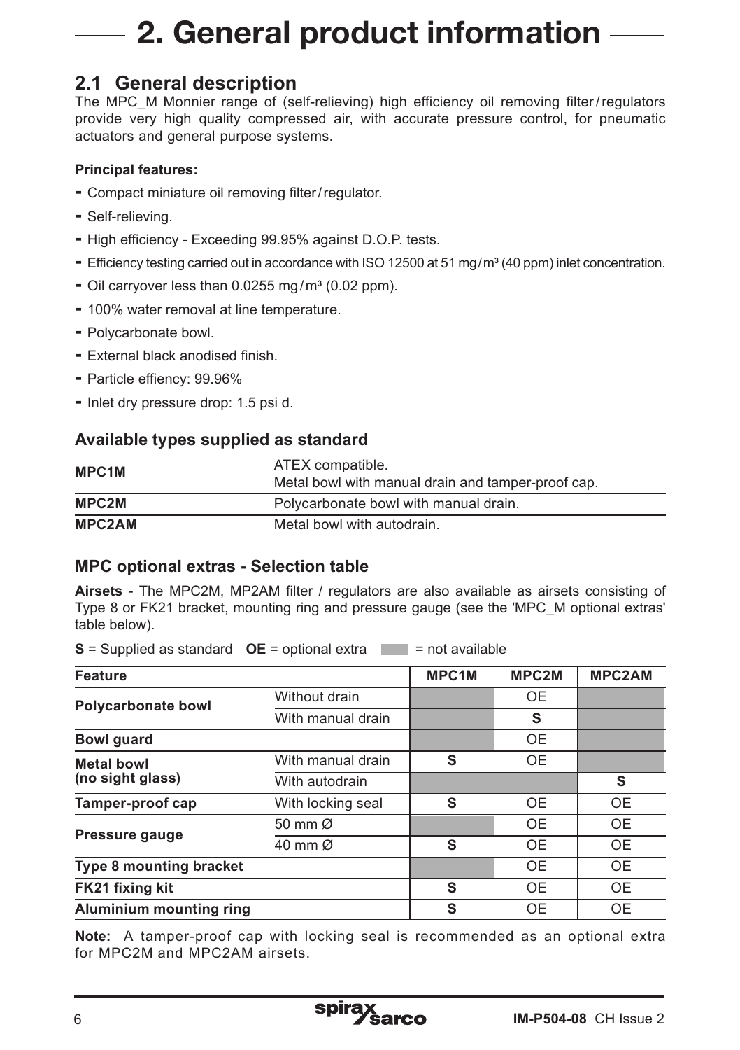# 2. General product information

## 2.1 General description

The MPC_M Monnier range of (self-relieving) high efficiency oil removing filter / regulators provide very high quality compressed air, with accurate pressure control, for pneumatic actuators and general purpose systems.

**Principal features:**

- Compact miniature oil removing filter / regulator.
- Self-relieving.
- High efficiency - Exceeding 99.95% against D.O.P. tests.
- Efficiency testing carried out in accordance with ISO 12500 at 51 mg / m³ (40 ppm) inlet concentration.
- Oil carryover less than 0.0255 mg / m³ (0.02 ppm).
- 100% water removal at line temperature.
- Polycarbonate bowl.
- External black anodised finish.
- Particle effiency: 99.96%
- Inlet dry pressure drop: 1.5 psi d.

### Available types supplied as standard

| | |
|---|---|
| **MPC1M** | ATEX compatible. Metal bowl with manual drain and tamper-proof cap. |
| **MPC2M** | Polycarbonate bowl with manual drain. |
| **MPC2AM** | Metal bowl with autodrain. |

### MPC optional extras - Selection table

**Airsets** - The MPC2M, MP2AM filter / regulators are also available as airsets consisting of Type 8 or FK21 bracket, mounting ring and pressure gauge (see the 'MPC_M optional extras' table below).

**S** = Supplied as standard **OE** = optional extra (shaded) = not available

| Feature | | MPC1M | MPC2M | MPC2AM |
|---|---|---|---|---|
| **Polycarbonate bowl** | Without drain | | OE | |
| | With manual drain | | **S** | |
| **Bowl guard** | | | OE | |
| **Metal bowl (no sight glass)** | With manual drain | **S** | OE | |
| | With autodrain | | | **S** |
| **Tamper-proof cap** | With locking seal | **S** | OE | OE |
| **Pressure gauge** | 50 mm Ø | | OE | OE |
| | 40 mm Ø | **S** | OE | OE |
| **Type 8 mounting bracket** | | | OE | OE |
| **FK21 fixing kit** | | **S** | OE | OE |
| **Aluminium mounting ring** | | **S** | OE | OE |

**Note:** A tamper-proof cap with locking seal is recommended as an optional extra for MPC2M and MPC2AM airsets.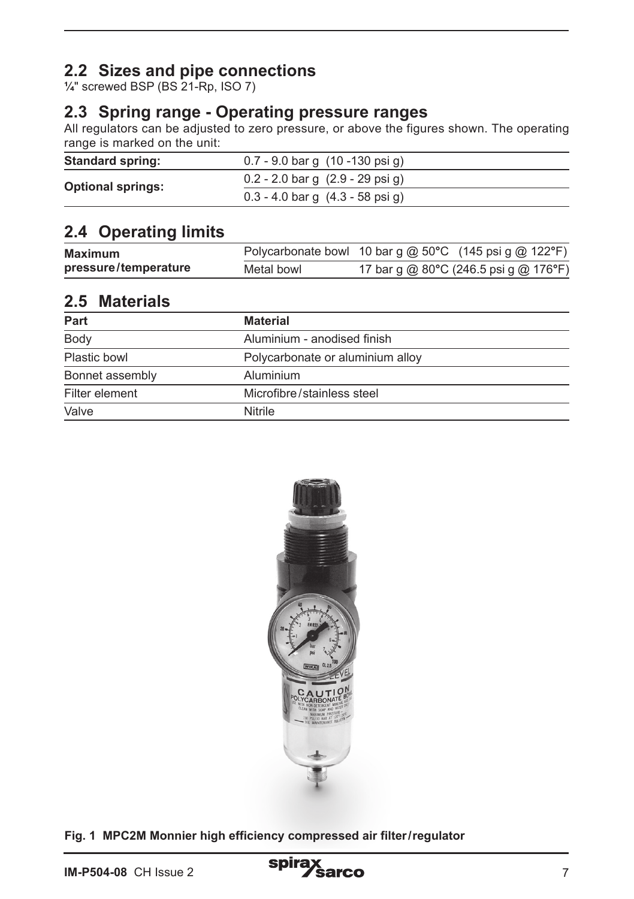## 2.2 Sizes and pipe connections

¼" screwed BSP (BS 21-Rp, ISO 7)

## 2.3 Spring range - Operating pressure ranges

All regulators can be adjusted to zero pressure, or above the figures shown. The operating range is marked on the unit:

| | |
|---|---|
| **Standard spring:** | 0.7 - 9.0 bar g (10 -130 psi g) |
| **Optional springs:** | 0.2 - 2.0 bar g (2.9 - 29 psi g) |
| | 0.3 - 4.0 bar g (4.3 - 58 psi g) |

## 2.4 Operating limits

| | | |
|---|---|---|
| **Maximum pressure/temperature** | Polycarbonate bowl | 10 bar g @ 50°C (145 psi g @ 122°F) |
| | Metal bowl | 17 bar g @ 80°C (246.5 psi g @ 176°F) |

## 2.5 Materials

| Part | Material |
|---|---|
| Body | Aluminium - anodised finish |
| Plastic bowl | Polycarbonate or aluminium alloy |
| Bonnet assembly | Aluminium |
| Filter element | Microfibre/stainless steel |
| Valve | Nitrile |

**Fig. 1 MPC2M Monnier high efficiency compressed air filter/regulator**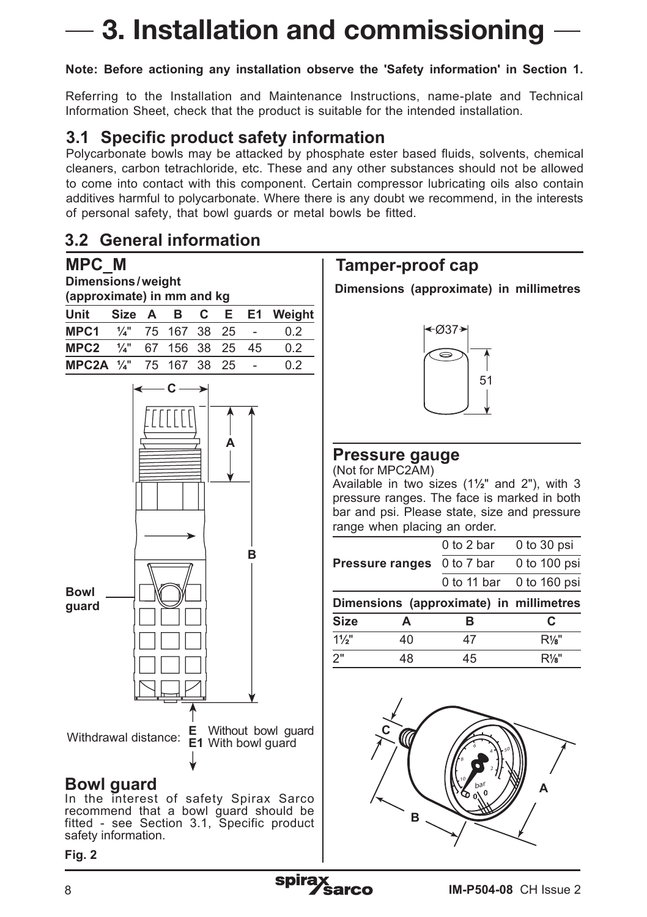# 3. Installation and commissioning

**Note: Before actioning any installation observe the 'Safety information' in Section 1.**

Referring to the Installation and Maintenance Instructions, name-plate and Technical Information Sheet, check that the product is suitable for the intended installation.

## 3.1 Specific product safety information

Polycarbonate bowls may be attacked by phosphate ester based fluids, solvents, chemical cleaners, carbon tetrachloride, etc. These and any other substances should not be allowed to come into contact with this component. Certain compressor lubricating oils also contain additives harmful to polycarbonate. Where there is any doubt we recommend, in the interests of personal safety, that bowl guards or metal bowls be fitted.

## 3.2 General information

### MPC_M

**Dimensions / weight (approximate) in mm and kg**

| Unit | Size | A | B | C | E | E1 | Weight |
|---|---|---|---|---|---|---|---|
| MPC1 | ¼" | 75 | 167 | 38 | 25 | - | 0.2 |
| MPC2 | ¼" | 67 | 156 | 38 | 25 | 45 | 0.2 |
| MPC2A | ¼" | 75 | 167 | 38 | 25 | - | 0.2 |

Bowl guard

Withdrawal distance: **E** Without bowl guard, **E1** With bowl guard

### Bowl guard

In the interest of safety Spirax Sarco recommend that a bowl guard should be fitted - see Section 3.1, Specific product safety information.

**Fig. 2**

### Tamper-proof cap

**Dimensions (approximate) in millimetres**

Ø37

51

### Pressure gauge

(Not for MPC2AM)

Available in two sizes (1½" and 2"), with 3 pressure ranges. The face is marked in both bar and psi. Please state, size and pressure range when placing an order.

| | | |
|---|---|---|
| **Pressure ranges** | 0 to 2 bar | 0 to 30 psi |
| | 0 to 7 bar | 0 to 100 psi |
| | 0 to 11 bar | 0 to 160 psi |

**Dimensions (approximate) in millimetres**

| Size | A | B | C |
|---|---|---|---|
| 1½" | 40 | 47 | R⅛" |
| 2" | 48 | 45 | R⅛" |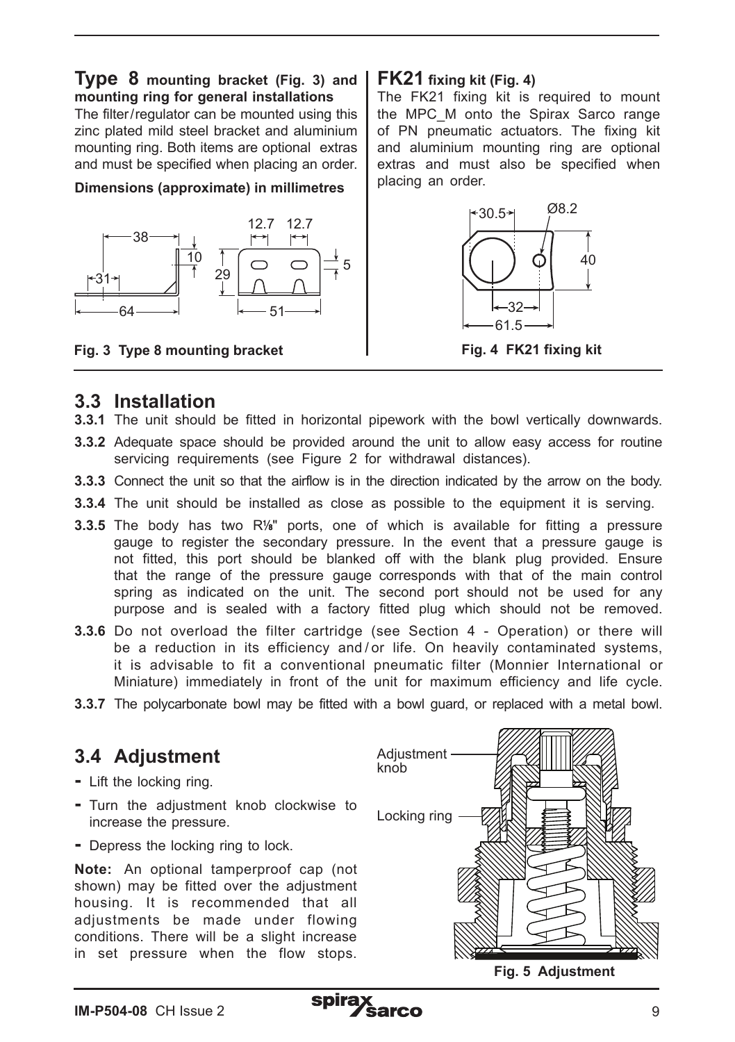## Type 8 mounting bracket (Fig. 3) and mounting ring for general installations

The filter/regulator can be mounted using this zinc plated mild steel bracket and aluminium mounting ring. Both items are optional extras and must be specified when placing an order.

**Dimensions (approximate) in millimetres**

**Fig. 3 Type 8 mounting bracket**

## FK21 fixing kit (Fig. 4)

The FK21 fixing kit is required to mount the MPC_M onto the Spirax Sarco range of PN pneumatic actuators. The fixing kit and aluminium mounting ring are optional extras and must also be specified when placing an order.

**Fig. 4 FK21 fixing kit**

## 3.3 Installation

**3.3.1** The unit should be fitted in horizontal pipework with the bowl vertically downwards.

**3.3.2** Adequate space should be provided around the unit to allow easy access for routine servicing requirements (see Figure 2 for withdrawal distances).

**3.3.3** Connect the unit so that the airflow is in the direction indicated by the arrow on the body.

**3.3.4** The unit should be installed as close as possible to the equipment it is serving.

**3.3.5** The body has two R⅛" ports, one of which is available for fitting a pressure gauge to register the secondary pressure. In the event that a pressure gauge is not fitted, this port should be blanked off with the blank plug provided. Ensure that the range of the pressure gauge corresponds with that of the main control spring as indicated on the unit. The second port should not be used for any purpose and is sealed with a factory fitted plug which should not be removed.

**3.3.6** Do not overload the filter cartridge (see Section 4 - Operation) or there will be a reduction in its efficiency and/or life. On heavily contaminated systems, it is advisable to fit a conventional pneumatic filter (Monnier International or Miniature) immediately in front of the unit for maximum efficiency and life cycle.

**3.3.7** The polycarbonate bowl may be fitted with a bowl guard, or replaced with a metal bowl.

## 3.4 Adjustment

- Lift the locking ring.
- Turn the adjustment knob clockwise to increase the pressure.
- Depress the locking ring to lock.

**Note:** An optional tamperproof cap (not shown) may be fitted over the adjustment housing. It is recommended that all adjustments be made under flowing conditions. There will be a slight increase in set pressure when the flow stops.

**Fig. 5 Adjustment**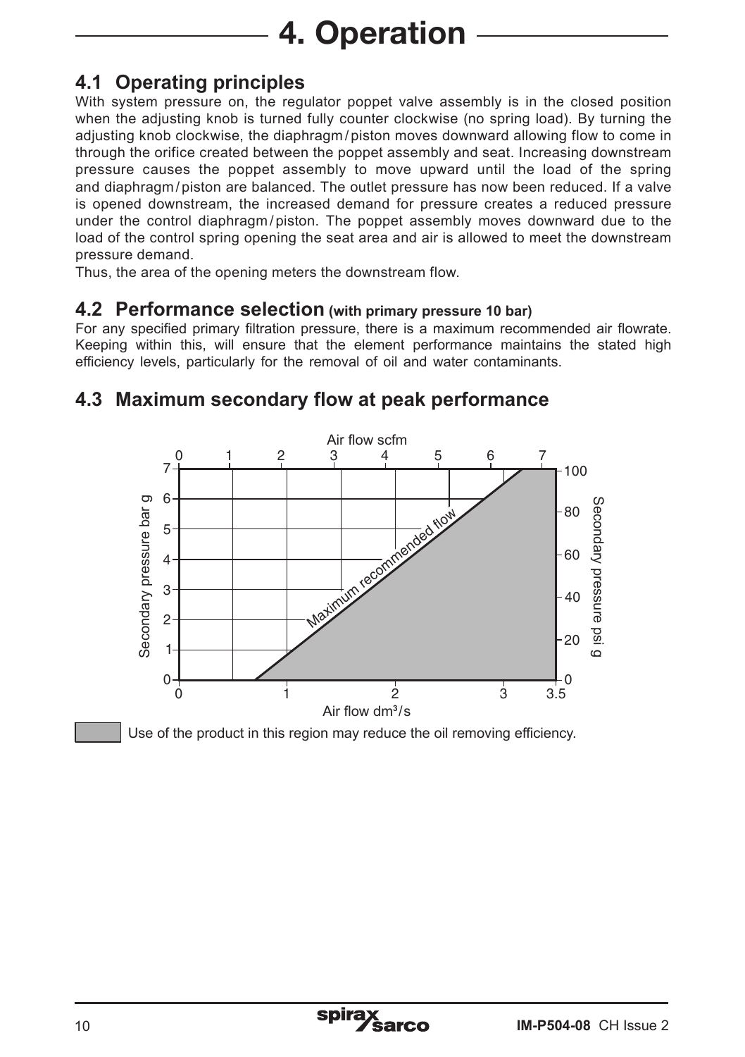# 4. Operation

## 4.1 Operating principles

With system pressure on, the regulator poppet valve assembly is in the closed position when the adjusting knob is turned fully counter clockwise (no spring load). By turning the adjusting knob clockwise, the diaphragm / piston moves downward allowing flow to come in through the orifice created between the poppet assembly and seat. Increasing downstream pressure causes the poppet assembly to move upward until the load of the spring and diaphragm / piston are balanced. The outlet pressure has now been reduced. If a valve is opened downstream, the increased demand for pressure creates a reduced pressure under the control diaphragm / piston. The poppet assembly moves downward due to the load of the control spring opening the seat area and air is allowed to meet the downstream pressure demand.

Thus, the area of the opening meters the downstream flow.

## 4.2 Performance selection (with primary pressure 10 bar)

For any specified primary filtration pressure, there is a maximum recommended air flowrate. Keeping within this, will ensure that the element performance maintains the stated high efficiency levels, particularly for the removal of oil and water contaminants.

## 4.3 Maximum secondary flow at peak performance

Air flow scfm

Secondary pressure bar g

Secondary pressure psi g

Maximum recommended flow

Air flow $dm^3/s$

Use of the product in this region may reduce the oil removing efficiency.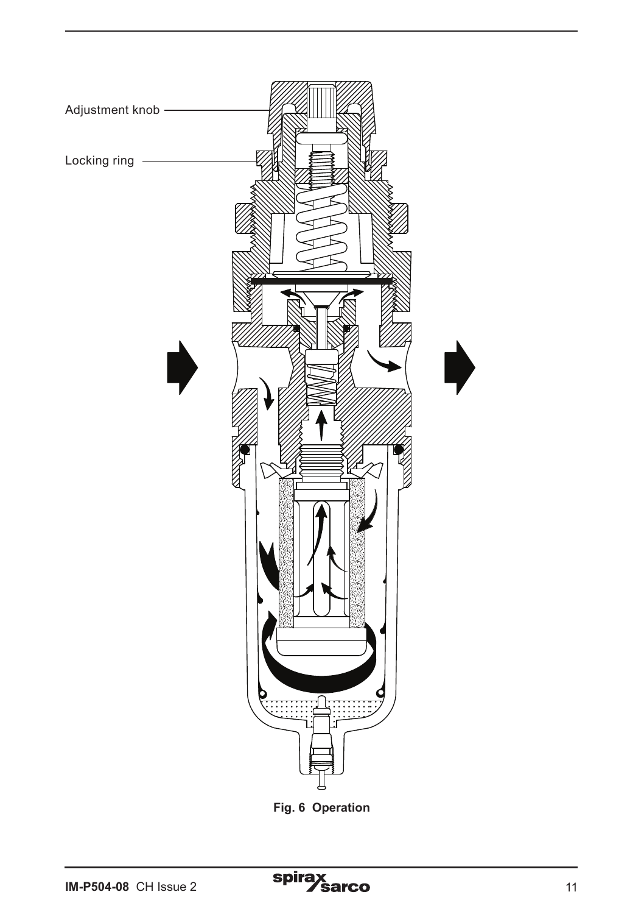Adjustment knob

Locking ring

**Fig. 6 Operation**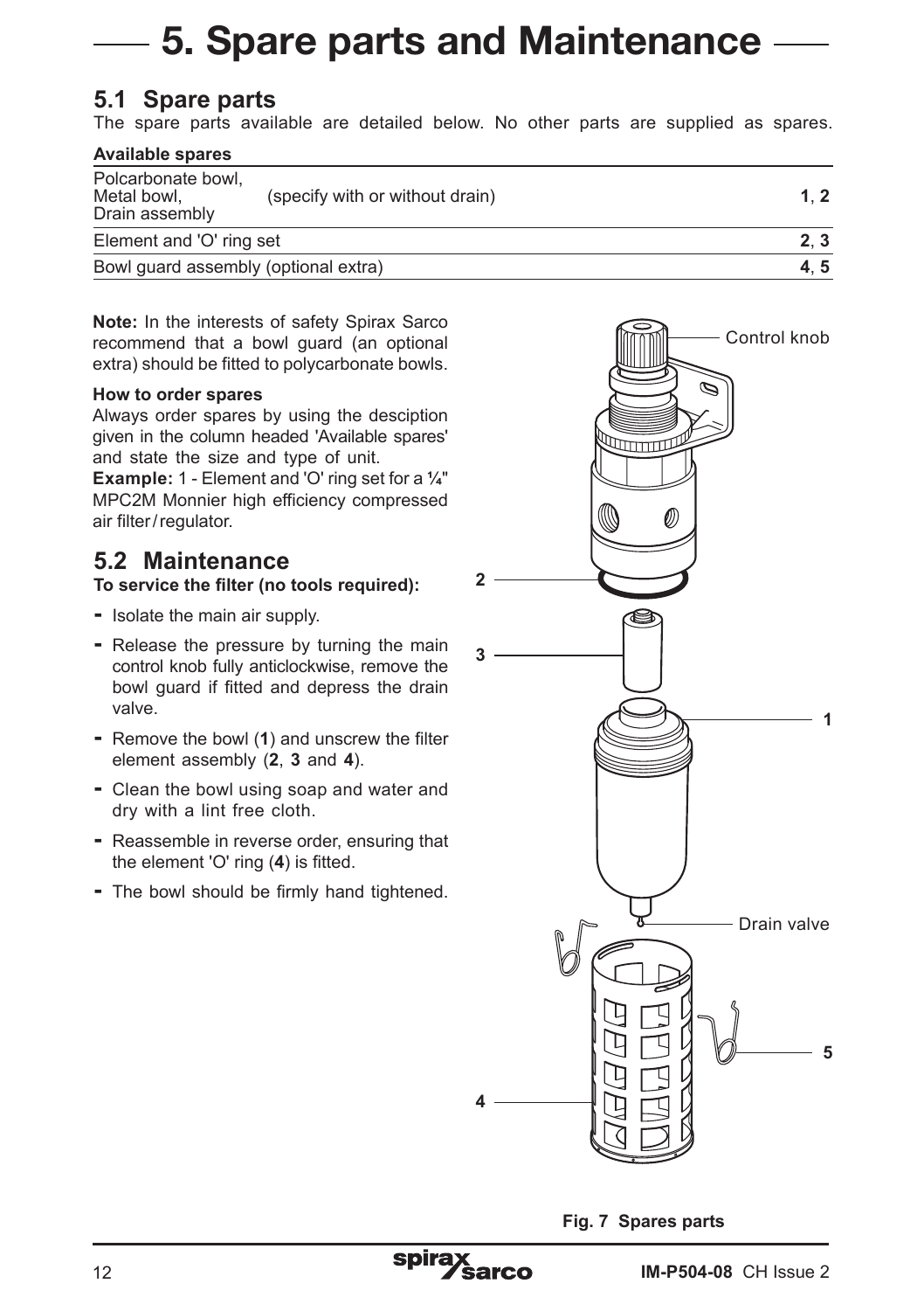# 5. Spare parts and Maintenance

## 5.1 Spare parts

The spare parts available are detailed below. No other parts are supplied as spares.

| Available spares | | |
|---|---|---|
| Polcarbonate bowl,<br>Metal bowl,<br>Drain assembly | (specify with or without drain) | **1**, **2** |
| Element and 'O' ring set | | **2**, **3** |
| Bowl guard assembly (optional extra) | | **4**, **5** |

**Note:** In the interests of safety Spirax Sarco recommend that a bowl guard (an optional extra) should be fitted to polycarbonate bowls.

**How to order spares**

Always order spares by using the desciption given in the column headed 'Available spares' and state the size and type of unit.

**Example:** 1 - Element and 'O' ring set for a ¼" MPC2M Monnier high efficiency compressed air filter / regulator.

## 5.2 Maintenance

**To service the filter (no tools required):**

- Isolate the main air supply.
- Release the pressure by turning the main control knob fully anticlockwise, remove the bowl guard if fitted and depress the drain valve.
- Remove the bowl (**1**) and unscrew the filter element assembly (**2**, **3** and **4**).
- Clean the bowl using soap and water and dry with a lint free cloth.
- Reassemble in reverse order, ensuring that the element 'O' ring (**4**) is fitted.
- The bowl should be firmly hand tightened.

Control knob

2

3

1

Drain valve

5

4

**Fig. 7 Spares parts**